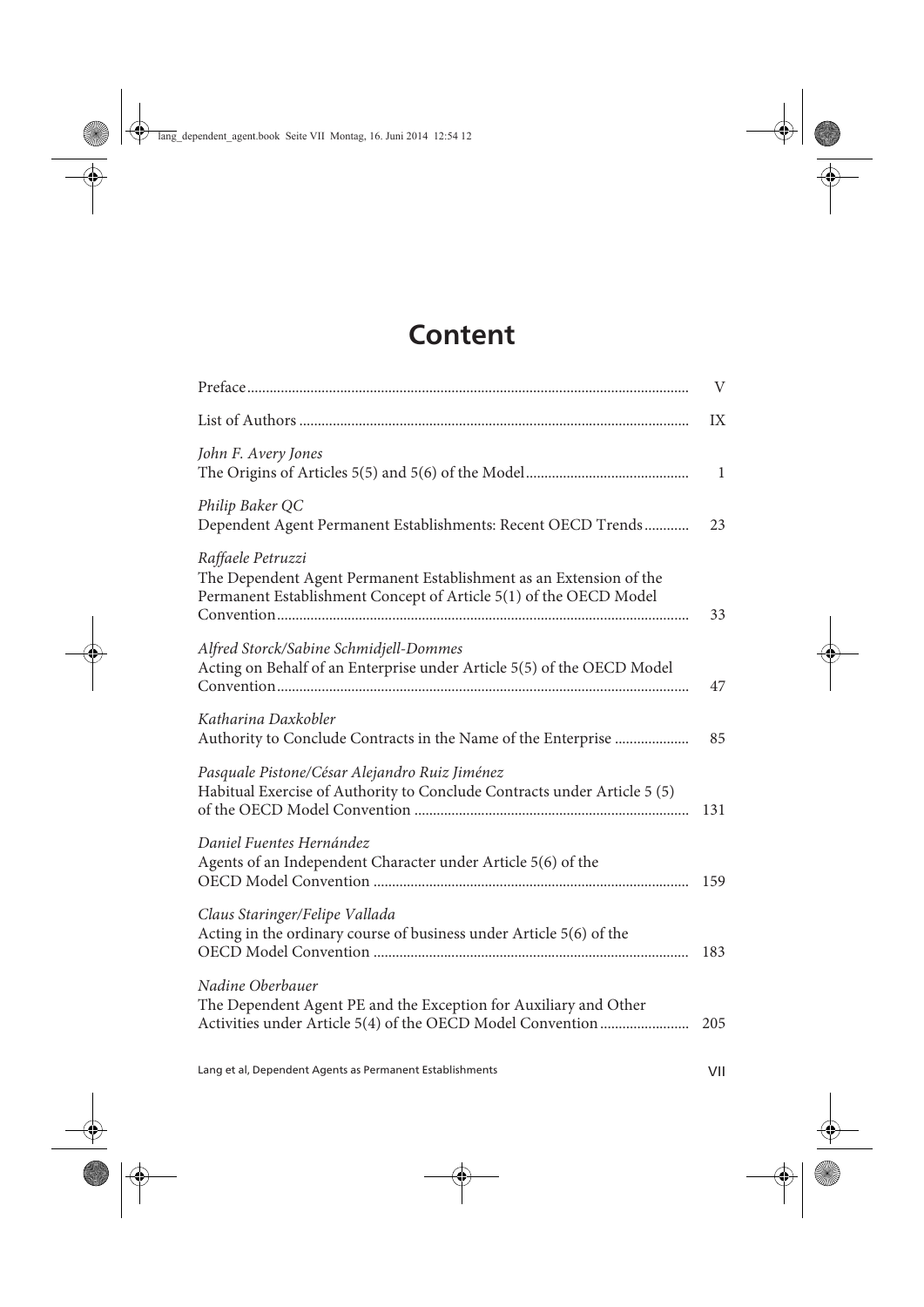# Content

| | |
|---|---|
| Preface | V |
| List of Authors | IX |
| *John F. Avery Jones*<br>The Origins of Articles 5(5) and 5(6) of the Model | 1 |
| *Philip Baker QC*<br>Dependent Agent Permanent Establishments: Recent OECD Trends | 23 |
| *Raffaele Petruzzi*<br>The Dependent Agent Permanent Establishment as an Extension of the Permanent Establishment Concept of Article 5(1) of the OECD Model Convention | 33 |
| *Alfred Storck/Sabine Schmidjell-Dommes*<br>Acting on Behalf of an Enterprise under Article 5(5) of the OECD Model Convention | 47 |
| *Katharina Daxkobler*<br>Authority to Conclude Contracts in the Name of the Enterprise | 85 |
| *Pasquale Pistone/César Alejandro Ruiz Jiménez*<br>Habitual Exercise of Authority to Conclude Contracts under Article 5 (5) of the OECD Model Convention | 131 |
| *Daniel Fuentes Hernández*<br>Agents of an Independent Character under Article 5(6) of the OECD Model Convention | 159 |
| *Claus Staringer/Felipe Vallada*<br>Acting in the ordinary course of business under Article 5(6) of the OECD Model Convention | 183 |
| *Nadine Oberbauer*<br>The Dependent Agent PE and the Exception for Auxiliary and Other Activities under Article 5(4) of the OECD Model Convention | 205 |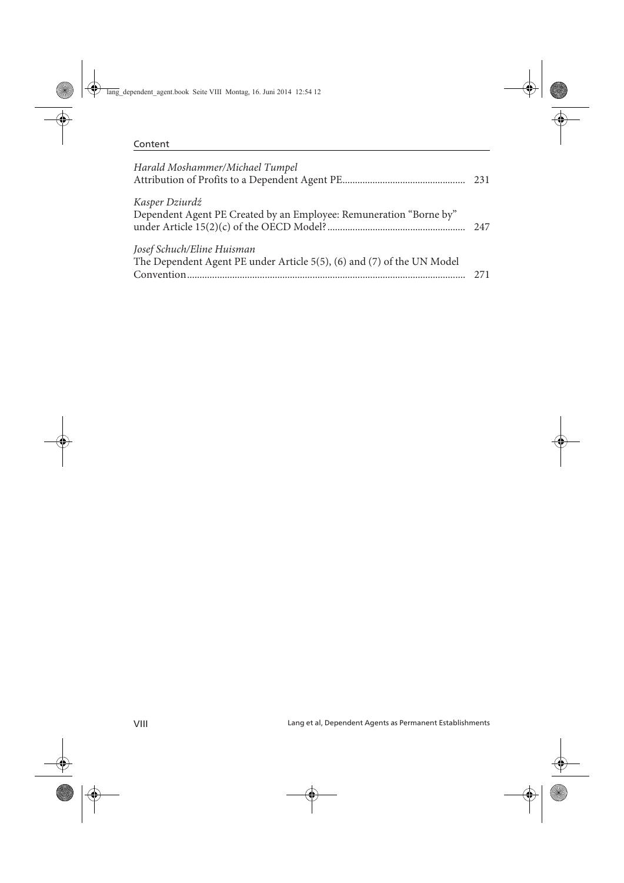*Harald Moshammer/Michael Tumpel*
Attribution of Profits to a Dependent Agent PE ................................................ 231

*Kasper Dziurdź*
Dependent Agent PE Created by an Employee: Remuneration "Borne by" under Article 15(2)(c) of the OECD Model? ...................................................... 247

*Josef Schuch/Eline Huisman*
The Dependent Agent PE under Article 5(5), (6) and (7) of the UN Model Convention ............................................................................................................. 271